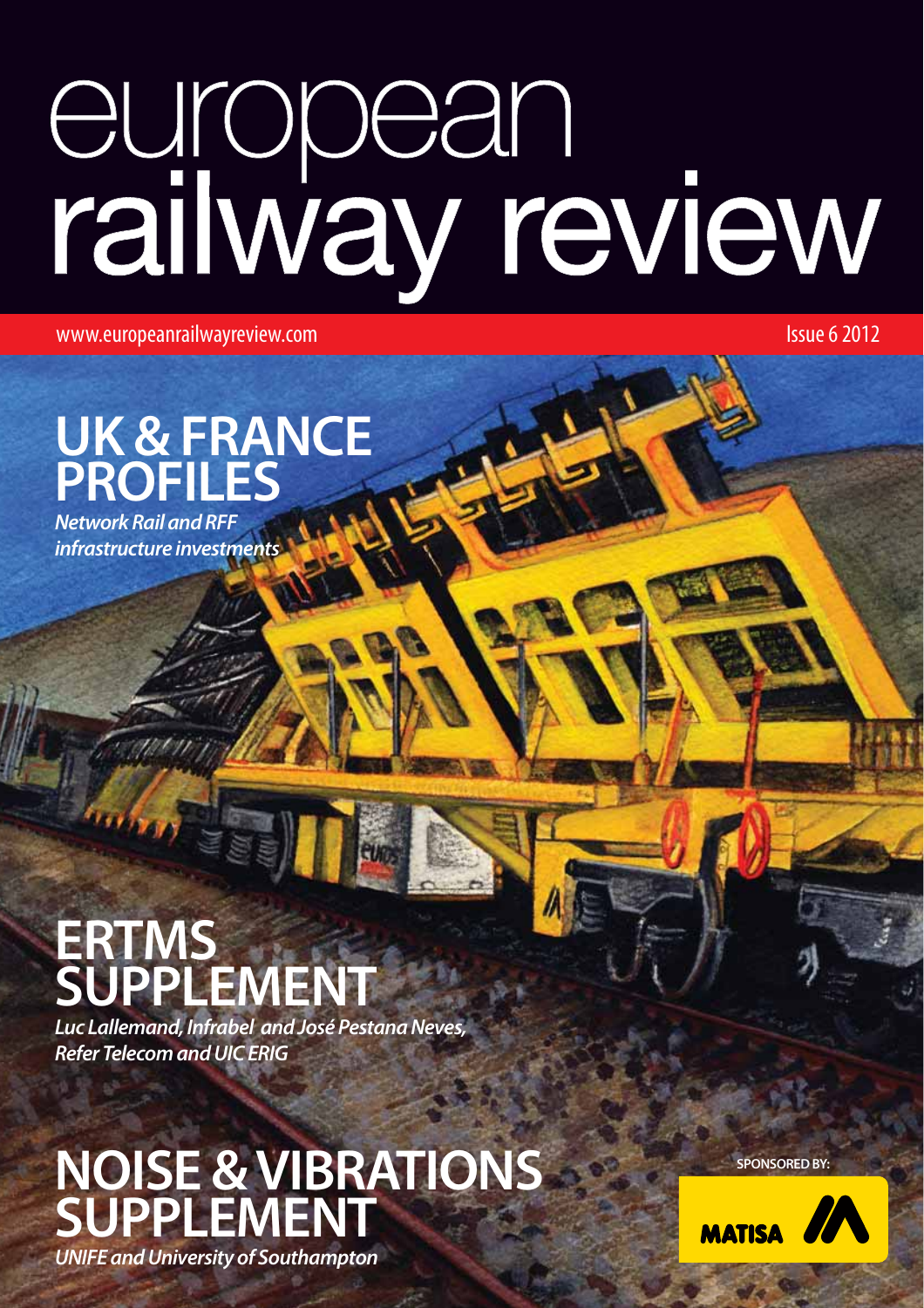# european railway review

www.europeanrailwayreview.com

Issue 6 2012

## UK & FRANCE PROFILES

*Network Rail and RFF infrastructure investments*

## ERTMS SUPPLEMENT

*Luc Lallemand, Infrabel and José Pestana Neves, Refer Telecom and UIC ERIG*

## NOISE & VIBRATIONS SUPPLEMENT

*UNIFE and University of Southampton*

SPONSORED BY:

MATISA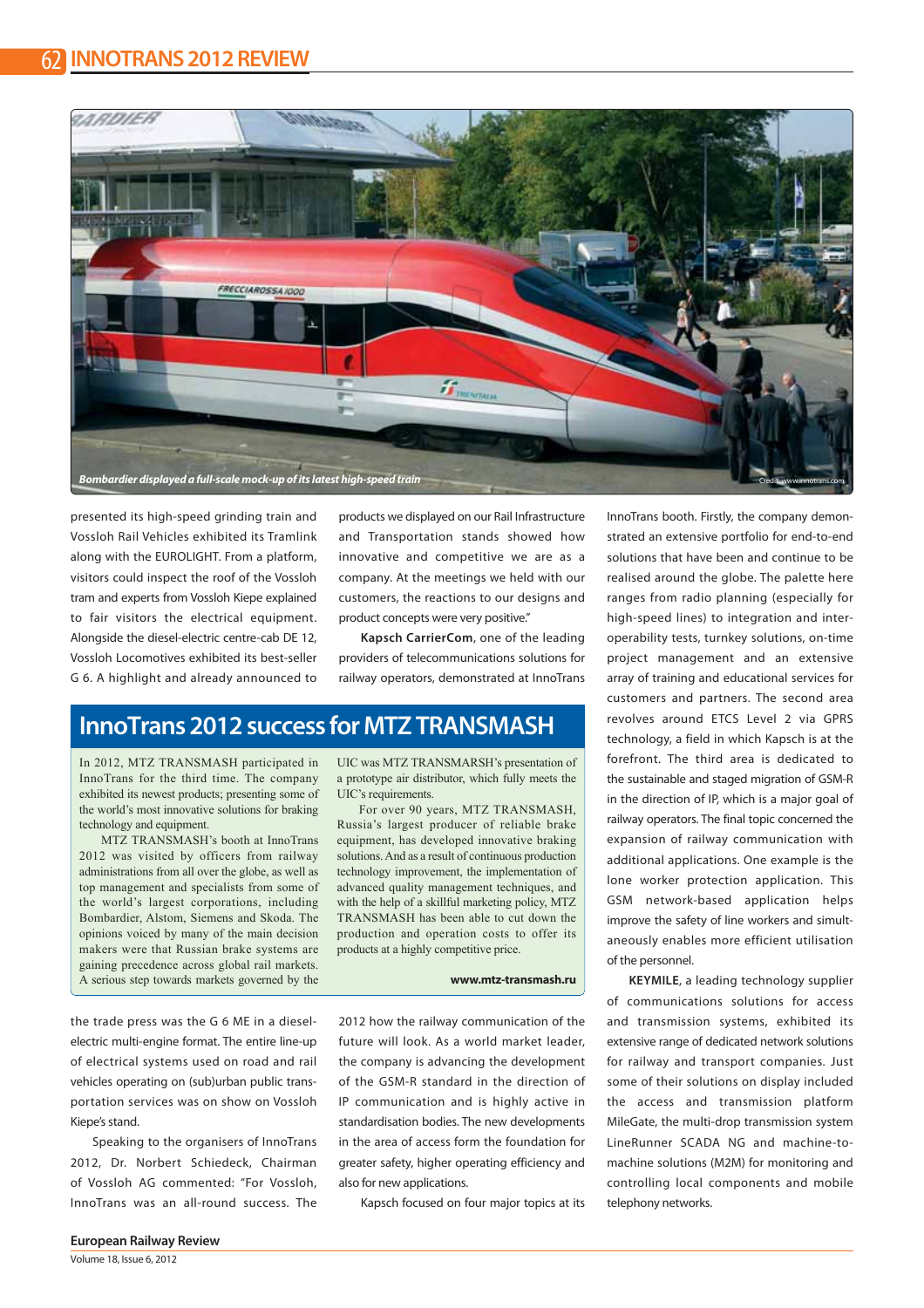Bombardier displayed a full-scale mock-up of its latest high-speed train

Credit: www.innotrans.com

presented its high-speed grinding train and Vossloh Rail Vehicles exhibited its Tramlink along with the EUROLIGHT. From a platform, visitors could inspect the roof of the Vossloh tram and experts from Vossloh Kiepe explained to fair visitors the electrical equipment. Alongside the diesel-electric centre-cab DE 12, Vossloh Locomotives exhibited its best-seller G 6. A highlight and already announced to the trade press was the G 6 ME in a diesel-electric multi-engine format. The entire line-up of electrical systems used on road and rail vehicles operating on (sub)urban public transportation services was on show on Vossloh Kiepe's stand.

Speaking to the organisers of InnoTrans 2012, Dr. Norbert Schiedeck, Chairman of Vossloh AG commented: "For Vossloh, InnoTrans was an all-round success. The products we displayed on our Rail Infrastructure and Transportation stands showed how innovative and competitive we are as a company. At the meetings we held with our customers, the reactions to our designs and product concepts were very positive."

**Kapsch CarrierCom**, one of the leading providers of telecommunications solutions for railway operators, demonstrated at InnoTrans 2012 how the railway communication of the future will look. As a world market leader, the company is advancing the development of the GSM-R standard in the direction of IP communication and is highly active in standardisation bodies. The new developments in the area of access form the foundation for greater safety, higher operating efficiency and also for new applications.

Kapsch focused on four major topics at its InnoTrans booth. Firstly, the company demonstrated an extensive portfolio for end-to-end solutions that have been and continue to be realised around the globe. The palette here ranges from radio planning (especially for high-speed lines) to integration and interoperability tests, turnkey solutions, on-time project management and an extensive array of training and educational services for customers and partners. The second area revolves around ETCS Level 2 via GPRS technology, a field in which Kapsch is at the forefront. The third area is dedicated to the sustainable and staged migration of GSM-R in the direction of IP, which is a major goal of railway operators. The final topic concerned the expansion of railway communication with additional applications. One example is the lone worker protection application. This GSM network-based application helps improve the safety of line workers and simultaneously enables more efficient utilisation of the personnel.

**KEYMILE**, a leading technology supplier of communications solutions for access and transmission systems, exhibited its extensive range of dedicated network solutions for railway and transport companies. Just some of their solutions on display included the access and transmission platform MileGate, the multi-drop transmission system LineRunner SCADA NG and machine-to-machine solutions (M2M) for monitoring and controlling local components and mobile telephony networks.

## InnoTrans 2012 success for MTZ TRANSMASH

In 2012, MTZ TRANSMASH participated in InnoTrans for the third time. The company exhibited its newest products; presenting some of the world's most innovative solutions for braking technology and equipment.

MTZ TRANSMASH's booth at InnoTrans 2012 was visited by officers from railway administrations from all over the globe, as well as top management and specialists from some of the world's largest corporations, including Bombardier, Alstom, Siemens and Skoda. The opinions voiced by many of the main decision makers were that Russian brake systems are gaining precedence across global rail markets. A serious step towards markets governed by the UIC was MTZ TRANSMARSH's presentation of a prototype air distributor, which fully meets the UIC's requirements.

For over 90 years, MTZ TRANSMASH, Russia's largest producer of reliable brake equipment, has developed innovative braking solutions. And as a result of continuous production technology improvement, the implementation of advanced quality management techniques, and with the help of a skillful marketing policy, MTZ TRANSMASH has been able to cut down the production and operation costs to offer its products at a highly competitive price.

**www.mtz-transmash.ru**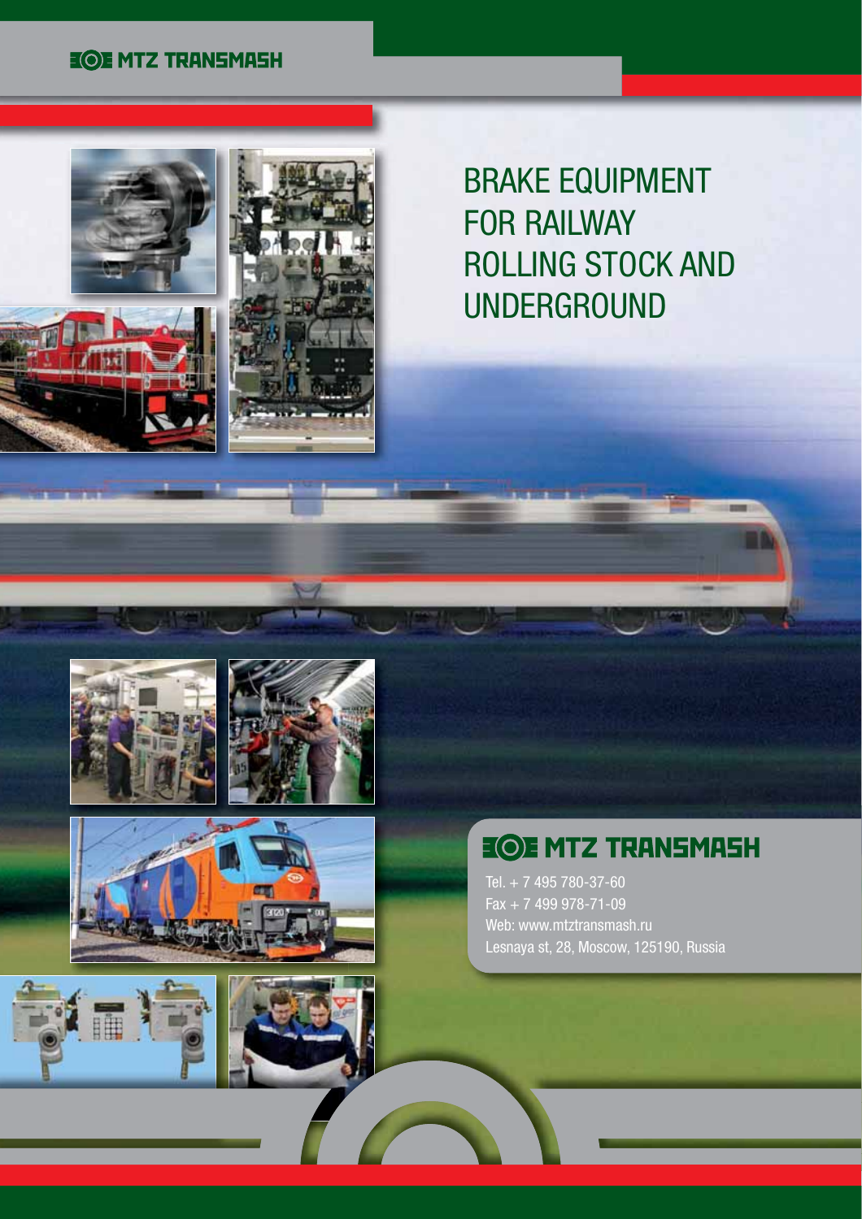MTZ TRANSMASH

# BRAKE EQUIPMENT FOR RAILWAY ROLLING STOCK AND UNDERGROUND

MTZ TRANSMASH

Tel. + 7 495 780-37-60
Fax + 7 499 978-71-09
Web: www.mtztransmash.ru
Lesnaya st, 28, Moscow, 125190, Russia